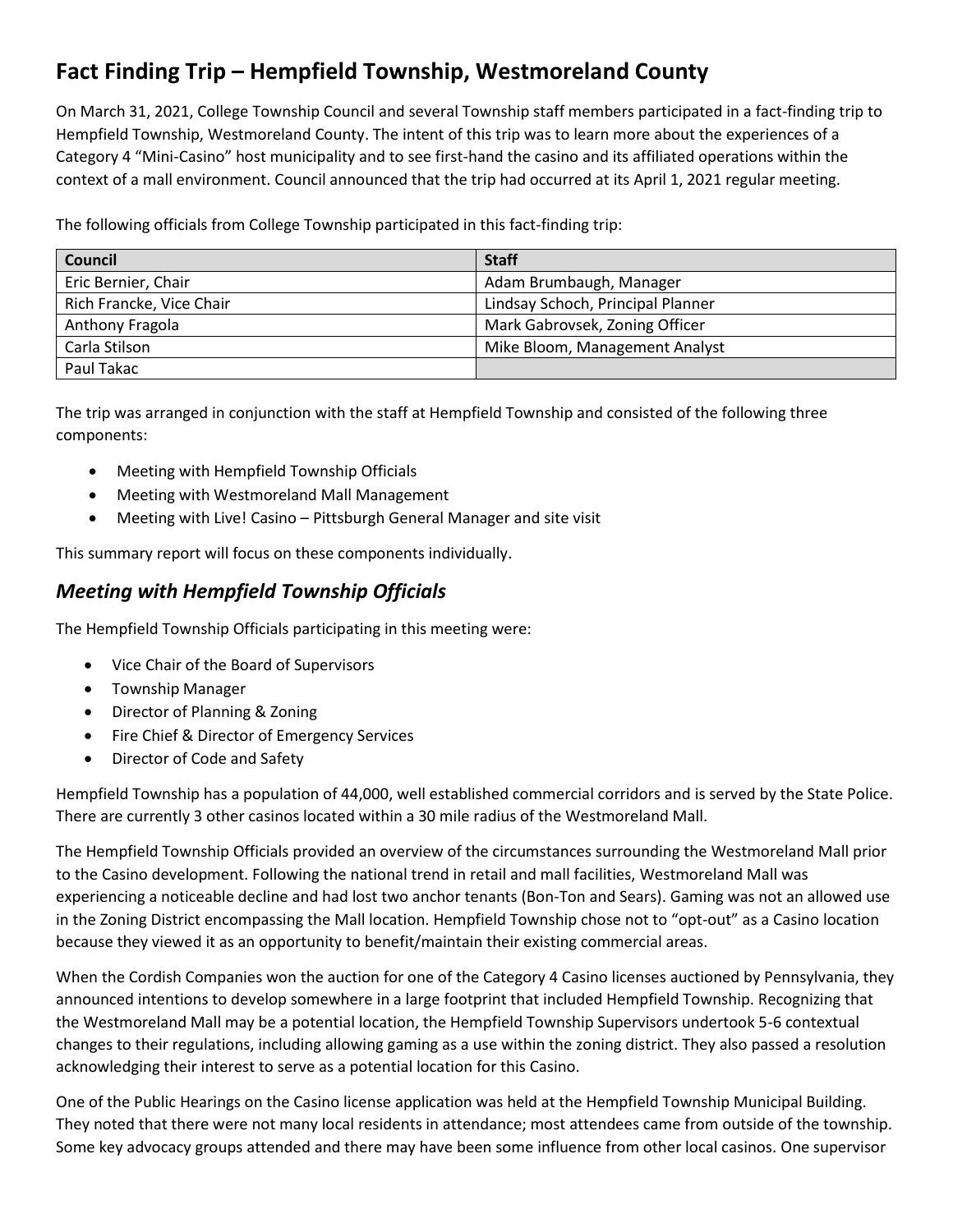# Fact Finding Trip – Hempfield Township, Westmoreland County

On March 31, 2021, College Township Council and several Township staff members participated in a fact-finding trip to Hempfield Township, Westmoreland County. The intent of this trip was to learn more about the experiences of a Category 4 "Mini-Casino" host municipality and to see first-hand the casino and its affiliated operations within the context of a mall environment. Council announced that the trip had occurred at its April 1, 2021 regular meeting.

The following officials from College Township participated in this fact-finding trip:

| Council | Staff |
|---|---|
| Eric Bernier, Chair | Adam Brumbaugh, Manager |
| Rich Francke, Vice Chair | Lindsay Schoch, Principal Planner |
| Anthony Fragola | Mark Gabrovsek, Zoning Officer |
| Carla Stilson | Mike Bloom, Management Analyst |
| Paul Takac | |

The trip was arranged in conjunction with the staff at Hempfield Township and consisted of the following three components:

- Meeting with Hempfield Township Officials
- Meeting with Westmoreland Mall Management
- Meeting with Live! Casino – Pittsburgh General Manager and site visit

This summary report will focus on these components individually.

## *Meeting with Hempfield Township Officials*

The Hempfield Township Officials participating in this meeting were:

- Vice Chair of the Board of Supervisors
- Township Manager
- Director of Planning & Zoning
- Fire Chief & Director of Emergency Services
- Director of Code and Safety

Hempfield Township has a population of 44,000, well established commercial corridors and is served by the State Police. There are currently 3 other casinos located within a 30 mile radius of the Westmoreland Mall.

The Hempfield Township Officials provided an overview of the circumstances surrounding the Westmoreland Mall prior to the Casino development. Following the national trend in retail and mall facilities, Westmoreland Mall was experiencing a noticeable decline and had lost two anchor tenants (Bon-Ton and Sears). Gaming was not an allowed use in the Zoning District encompassing the Mall location. Hempfield Township chose not to "opt-out" as a Casino location because they viewed it as an opportunity to benefit/maintain their existing commercial areas.

When the Cordish Companies won the auction for one of the Category 4 Casino licenses auctioned by Pennsylvania, they announced intentions to develop somewhere in a large footprint that included Hempfield Township. Recognizing that the Westmoreland Mall may be a potential location, the Hempfield Township Supervisors undertook 5-6 contextual changes to their regulations, including allowing gaming as a use within the zoning district. They also passed a resolution acknowledging their interest to serve as a potential location for this Casino.

One of the Public Hearings on the Casino license application was held at the Hempfield Township Municipal Building. They noted that there were not many local residents in attendance; most attendees came from outside of the township. Some key advocacy groups attended and there may have been some influence from other local casinos. One supervisor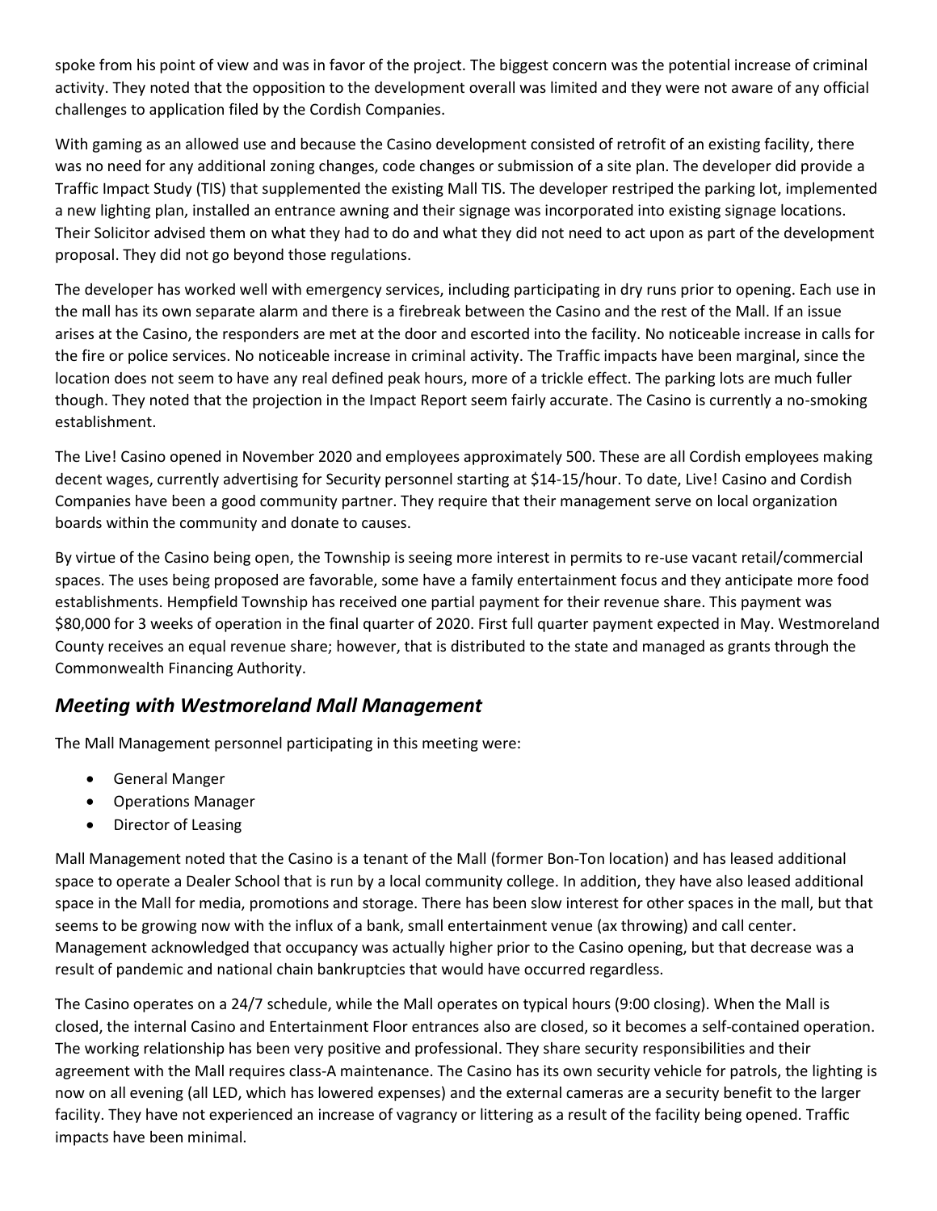spoke from his point of view and was in favor of the project. The biggest concern was the potential increase of criminal activity. They noted that the opposition to the development overall was limited and they were not aware of any official challenges to application filed by the Cordish Companies.

With gaming as an allowed use and because the Casino development consisted of retrofit of an existing facility, there was no need for any additional zoning changes, code changes or submission of a site plan. The developer did provide a Traffic Impact Study (TIS) that supplemented the existing Mall TIS. The developer restriped the parking lot, implemented a new lighting plan, installed an entrance awning and their signage was incorporated into existing signage locations. Their Solicitor advised them on what they had to do and what they did not need to act upon as part of the development proposal. They did not go beyond those regulations.

The developer has worked well with emergency services, including participating in dry runs prior to opening. Each use in the mall has its own separate alarm and there is a firebreak between the Casino and the rest of the Mall. If an issue arises at the Casino, the responders are met at the door and escorted into the facility. No noticeable increase in calls for the fire or police services. No noticeable increase in criminal activity. The Traffic impacts have been marginal, since the location does not seem to have any real defined peak hours, more of a trickle effect. The parking lots are much fuller though. They noted that the projection in the Impact Report seem fairly accurate. The Casino is currently a no-smoking establishment.

The Live! Casino opened in November 2020 and employees approximately 500. These are all Cordish employees making decent wages, currently advertising for Security personnel starting at $14-15/hour. To date, Live! Casino and Cordish Companies have been a good community partner. They require that their management serve on local organization boards within the community and donate to causes.

By virtue of the Casino being open, the Township is seeing more interest in permits to re-use vacant retail/commercial spaces. The uses being proposed are favorable, some have a family entertainment focus and they anticipate more food establishments. Hempfield Township has received one partial payment for their revenue share. This payment was $80,000 for 3 weeks of operation in the final quarter of 2020. First full quarter payment expected in May. Westmoreland County receives an equal revenue share; however, that is distributed to the state and managed as grants through the Commonwealth Financing Authority.

## *Meeting with Westmoreland Mall Management*

The Mall Management personnel participating in this meeting were:

- General Manger
- Operations Manager
- Director of Leasing

Mall Management noted that the Casino is a tenant of the Mall (former Bon-Ton location) and has leased additional space to operate a Dealer School that is run by a local community college. In addition, they have also leased additional space in the Mall for media, promotions and storage. There has been slow interest for other spaces in the mall, but that seems to be growing now with the influx of a bank, small entertainment venue (ax throwing) and call center. Management acknowledged that occupancy was actually higher prior to the Casino opening, but that decrease was a result of pandemic and national chain bankruptcies that would have occurred regardless.

The Casino operates on a 24/7 schedule, while the Mall operates on typical hours (9:00 closing). When the Mall is closed, the internal Casino and Entertainment Floor entrances also are closed, so it becomes a self-contained operation. The working relationship has been very positive and professional. They share security responsibilities and their agreement with the Mall requires class-A maintenance. The Casino has its own security vehicle for patrols, the lighting is now on all evening (all LED, which has lowered expenses) and the external cameras are a security benefit to the larger facility. They have not experienced an increase of vagrancy or littering as a result of the facility being opened. Traffic impacts have been minimal.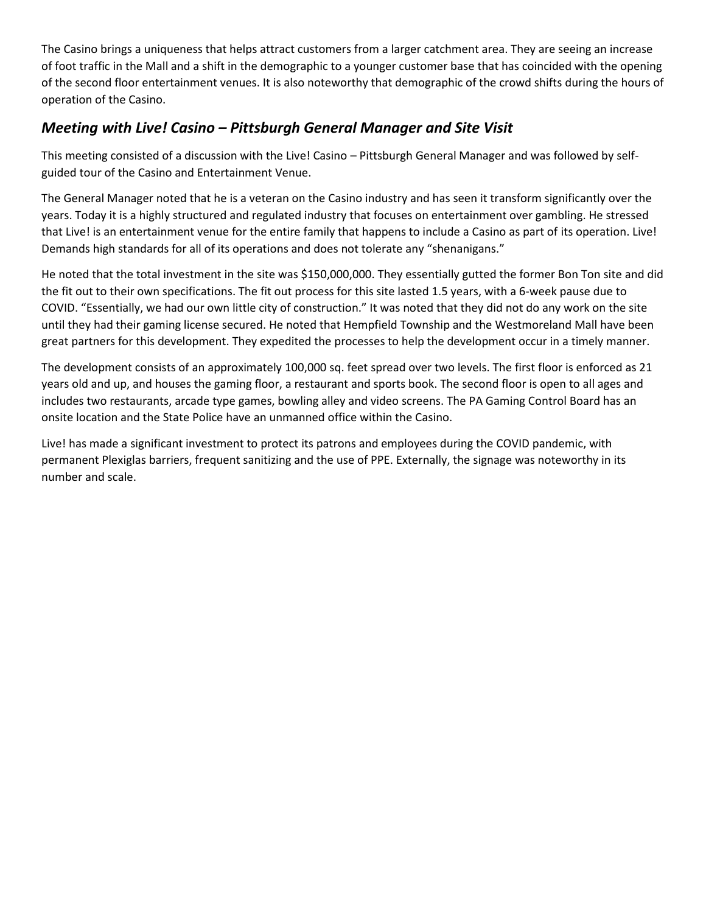The Casino brings a uniqueness that helps attract customers from a larger catchment area. They are seeing an increase of foot traffic in the Mall and a shift in the demographic to a younger customer base that has coincided with the opening of the second floor entertainment venues. It is also noteworthy that demographic of the crowd shifts during the hours of operation of the Casino.

## *Meeting with Live! Casino – Pittsburgh General Manager and Site Visit*

This meeting consisted of a discussion with the Live! Casino – Pittsburgh General Manager and was followed by self-guided tour of the Casino and Entertainment Venue.

The General Manager noted that he is a veteran on the Casino industry and has seen it transform significantly over the years. Today it is a highly structured and regulated industry that focuses on entertainment over gambling. He stressed that Live! is an entertainment venue for the entire family that happens to include a Casino as part of its operation. Live! Demands high standards for all of its operations and does not tolerate any "shenanigans."

He noted that the total investment in the site was $150,000,000. They essentially gutted the former Bon Ton site and did the fit out to their own specifications. The fit out process for this site lasted 1.5 years, with a 6-week pause due to COVID. "Essentially, we had our own little city of construction." It was noted that they did not do any work on the site until they had their gaming license secured. He noted that Hempfield Township and the Westmoreland Mall have been great partners for this development. They expedited the processes to help the development occur in a timely manner.

The development consists of an approximately 100,000 sq. feet spread over two levels. The first floor is enforced as 21 years old and up, and houses the gaming floor, a restaurant and sports book. The second floor is open to all ages and includes two restaurants, arcade type games, bowling alley and video screens. The PA Gaming Control Board has an onsite location and the State Police have an unmanned office within the Casino.

Live! has made a significant investment to protect its patrons and employees during the COVID pandemic, with permanent Plexiglas barriers, frequent sanitizing and the use of PPE. Externally, the signage was noteworthy in its number and scale.